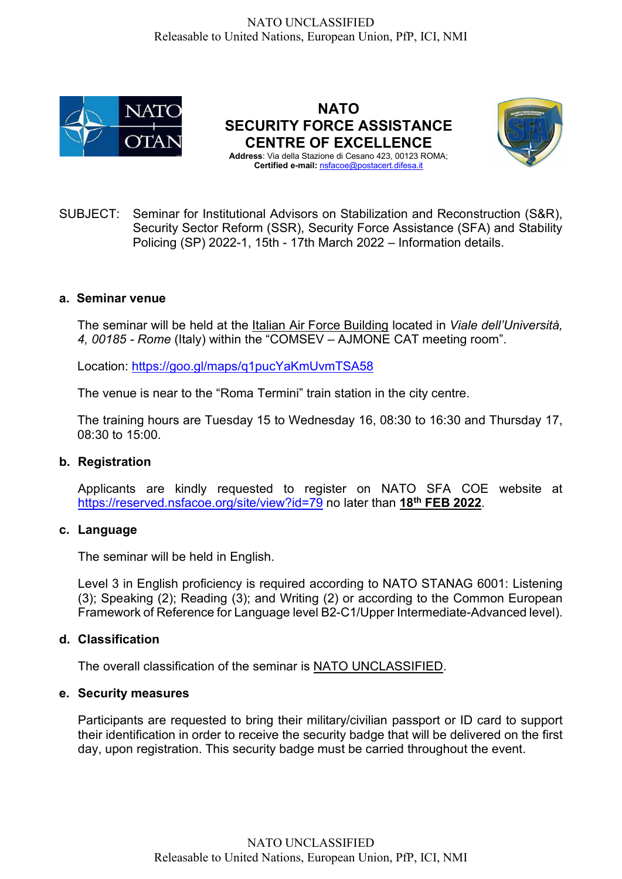# NATO SECURITY FORCE ASSISTANCE CENTRE OF EXCELLENCE

**Address**: Via della Stazione di Cesano 423, 00123 ROMA;
**Certified e-mail:** nsfacoe@postacert.difesa.it

SUBJECT: Seminar for Institutional Advisors on Stabilization and Reconstruction (S&R), Security Sector Reform (SSR), Security Force Assistance (SFA) and Stability Policing (SP) 2022-1, 15th - 17th March 2022 – Information details.

## a. Seminar venue

The seminar will be held at the Italian Air Force Building located in *Viale dell'Università, 4, 00185 - Rome* (Italy) within the "COMSEV – AJMONE CAT meeting room".

Location: https://goo.gl/maps/q1pucYaKmUvmTSA58

The venue is near to the "Roma Termini" train station in the city centre.

The training hours are Tuesday 15 to Wednesday 16, 08:30 to 16:30 and Thursday 17, 08:30 to 15:00.

## b. Registration

Applicants are kindly requested to register on NATO SFA COE website at https://reserved.nsfacoe.org/site/view?id=79 no later than **18th FEB 2022**.

## c. Language

The seminar will be held in English.

Level 3 in English proficiency is required according to NATO STANAG 6001: Listening (3); Speaking (2); Reading (3); and Writing (2) or according to the Common European Framework of Reference for Language level B2-C1/Upper Intermediate-Advanced level).

## d. Classification

The overall classification of the seminar is NATO UNCLASSIFIED.

## e. Security measures

Participants are requested to bring their military/civilian passport or ID card to support their identification in order to receive the security badge that will be delivered on the first day, upon registration. This security badge must be carried throughout the event.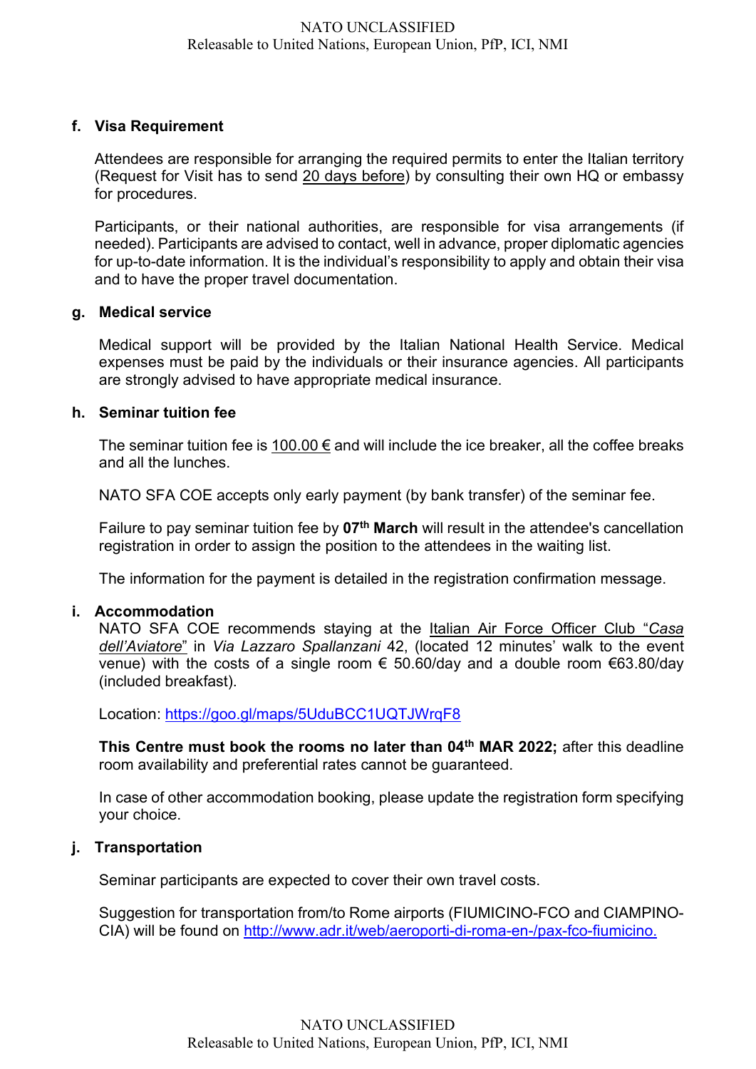**f. Visa Requirement**

Attendees are responsible for arranging the required permits to enter the Italian territory (Request for Visit has to send 20 days before) by consulting their own HQ or embassy for procedures.

Participants, or their national authorities, are responsible for visa arrangements (if needed). Participants are advised to contact, well in advance, proper diplomatic agencies for up-to-date information. It is the individual's responsibility to apply and obtain their visa and to have the proper travel documentation.

**g. Medical service**

Medical support will be provided by the Italian National Health Service. Medical expenses must be paid by the individuals or their insurance agencies. All participants are strongly advised to have appropriate medical insurance.

**h. Seminar tuition fee**

The seminar tuition fee is 100.00 € and will include the ice breaker, all the coffee breaks and all the lunches.

NATO SFA COE accepts only early payment (by bank transfer) of the seminar fee.

Failure to pay seminar tuition fee by **07th March** will result in the attendee's cancellation registration in order to assign the position to the attendees in the waiting list.

The information for the payment is detailed in the registration confirmation message.

**i. Accommodation**

NATO SFA COE recommends staying at the Italian Air Force Officer Club "*Casa dell'Aviatore*" in *Via Lazzaro Spallanzani* 42, (located 12 minutes' walk to the event venue) with the costs of a single room € 50.60/day and a double room €63.80/day (included breakfast).

Location: https://goo.gl/maps/5UduBCC1UQTJWrqF8

**This Centre must book the rooms no later than 04th MAR 2022;** after this deadline room availability and preferential rates cannot be guaranteed.

In case of other accommodation booking, please update the registration form specifying your choice.

**j. Transportation**

Seminar participants are expected to cover their own travel costs.

Suggestion for transportation from/to Rome airports (FIUMICINO-FCO and CIAMPINO-CIA) will be found on http://www.adr.it/web/aeroporti-di-roma-en-/pax-fco-fiumicino.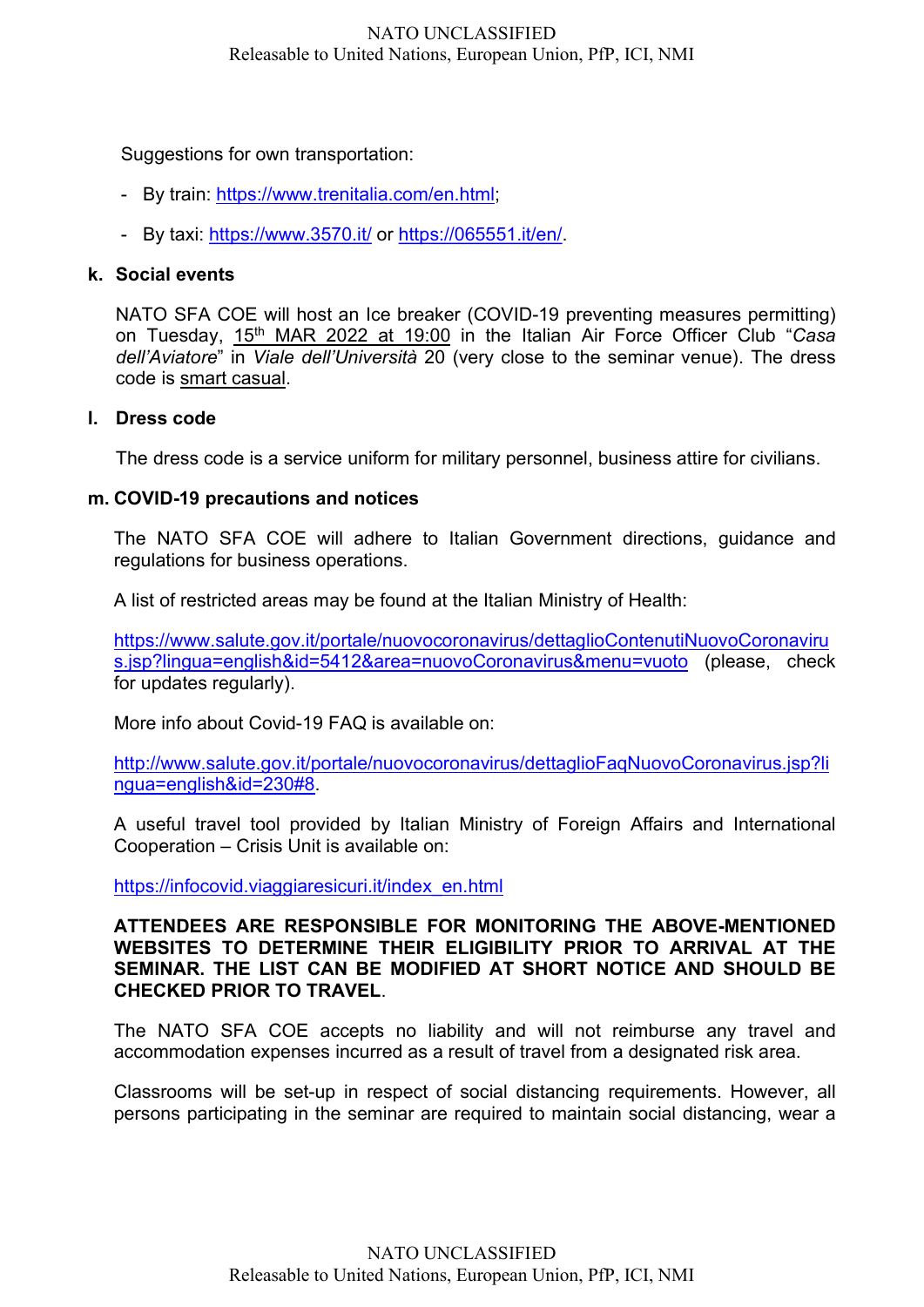Suggestions for own transportation:

- By train: https://www.trenitalia.com/en.html;
- By taxi: https://www.3570.it/ or https://065551.it/en/.

**k. Social events**

NATO SFA COE will host an Ice breaker (COVID-19 preventing measures permitting) on Tuesday, 15th MAR 2022 at 19:00 in the Italian Air Force Officer Club "*Casa dell'Aviatore*" in *Viale dell'Università* 20 (very close to the seminar venue). The dress code is smart casual.

**l. Dress code**

The dress code is a service uniform for military personnel, business attire for civilians.

**m. COVID-19 precautions and notices**

The NATO SFA COE will adhere to Italian Government directions, guidance and regulations for business operations.

A list of restricted areas may be found at the Italian Ministry of Health:

https://www.salute.gov.it/portale/nuovocoronavirus/dettaglioContenutiNuovoCoronavirus.jsp?lingua=english&id=5412&area=nuovoCoronavirus&menu=vuoto (please, check for updates regularly).

More info about Covid-19 FAQ is available on:

http://www.salute.gov.it/portale/nuovocoronavirus/dettaglioFaqNuovoCoronavirus.jsp?lingua=english&id=230#8.

A useful travel tool provided by Italian Ministry of Foreign Affairs and International Cooperation – Crisis Unit is available on:

https://infocovid.viaggiaresicuri.it/index_en.html

**ATTENDEES ARE RESPONSIBLE FOR MONITORING THE ABOVE-MENTIONED WEBSITES TO DETERMINE THEIR ELIGIBILITY PRIOR TO ARRIVAL AT THE SEMINAR. THE LIST CAN BE MODIFIED AT SHORT NOTICE AND SHOULD BE CHECKED PRIOR TO TRAVEL**.

The NATO SFA COE accepts no liability and will not reimburse any travel and accommodation expenses incurred as a result of travel from a designated risk area.

Classrooms will be set-up in respect of social distancing requirements. However, all persons participating in the seminar are required to maintain social distancing, wear a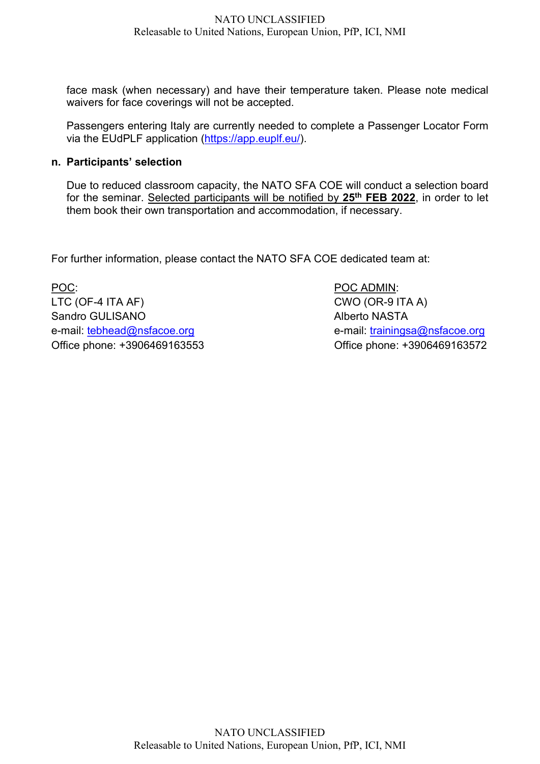face mask (when necessary) and have their temperature taken. Please note medical waivers for face coverings will not be accepted.

Passengers entering Italy are currently needed to complete a Passenger Locator Form via the EUdPLF application (https://app.euplf.eu/).

**n. Participants' selection**

Due to reduced classroom capacity, the NATO SFA COE will conduct a selection board for the seminar. Selected participants will be notified by **25th FEB 2022**, in order to let them book their own transportation and accommodation, if necessary.

For further information, please contact the NATO SFA COE dedicated team at:

POC:
LTC (OF-4 ITA AF)
Sandro GULISANO
e-mail: tebhead@nsfacoe.org
Office phone: +3906469163553

POC ADMIN:
CWO (OR-9 ITA A)
Alberto NASTA
e-mail: trainingsa@nsfacoe.org
Office phone: +3906469163572